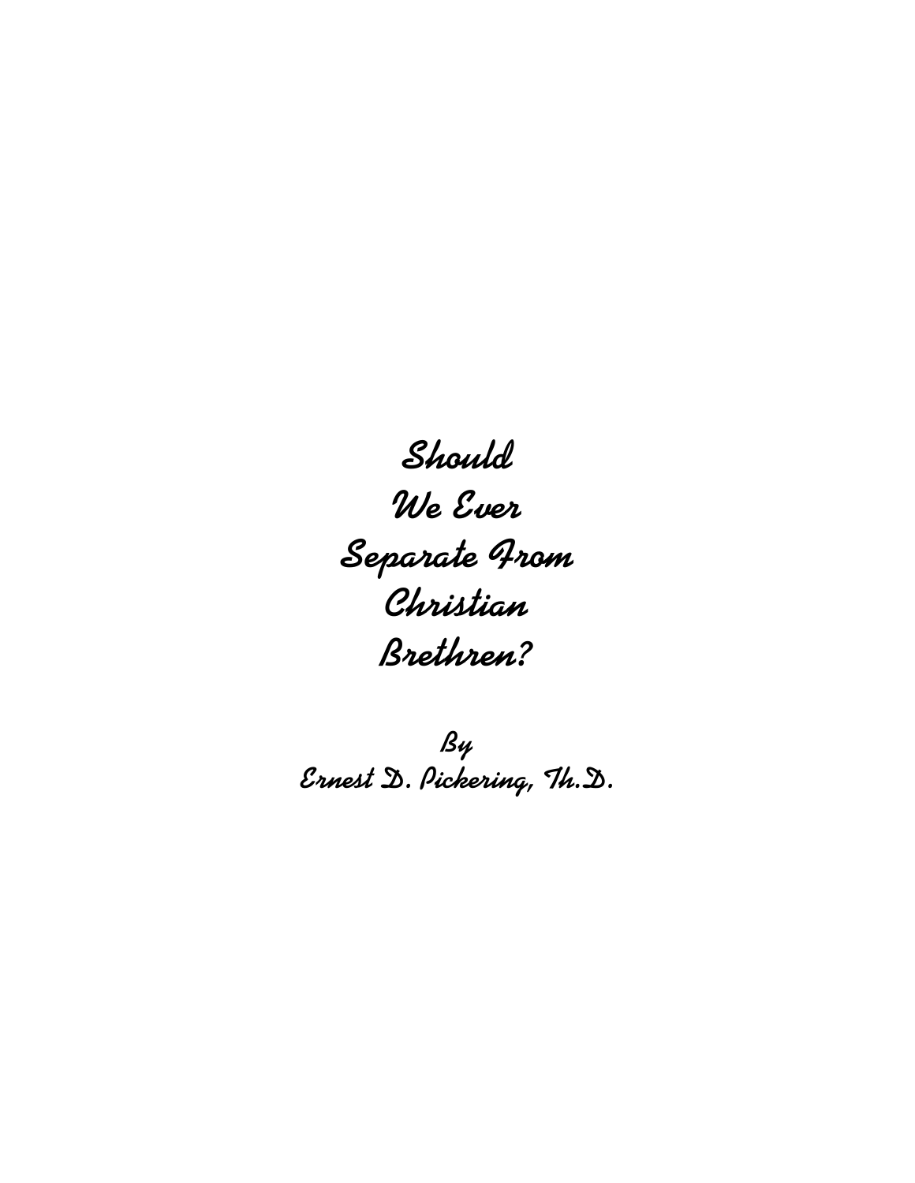# Should We Ever Separate From Christian Brethren?

By
Ernest D. Pickering, Th.D.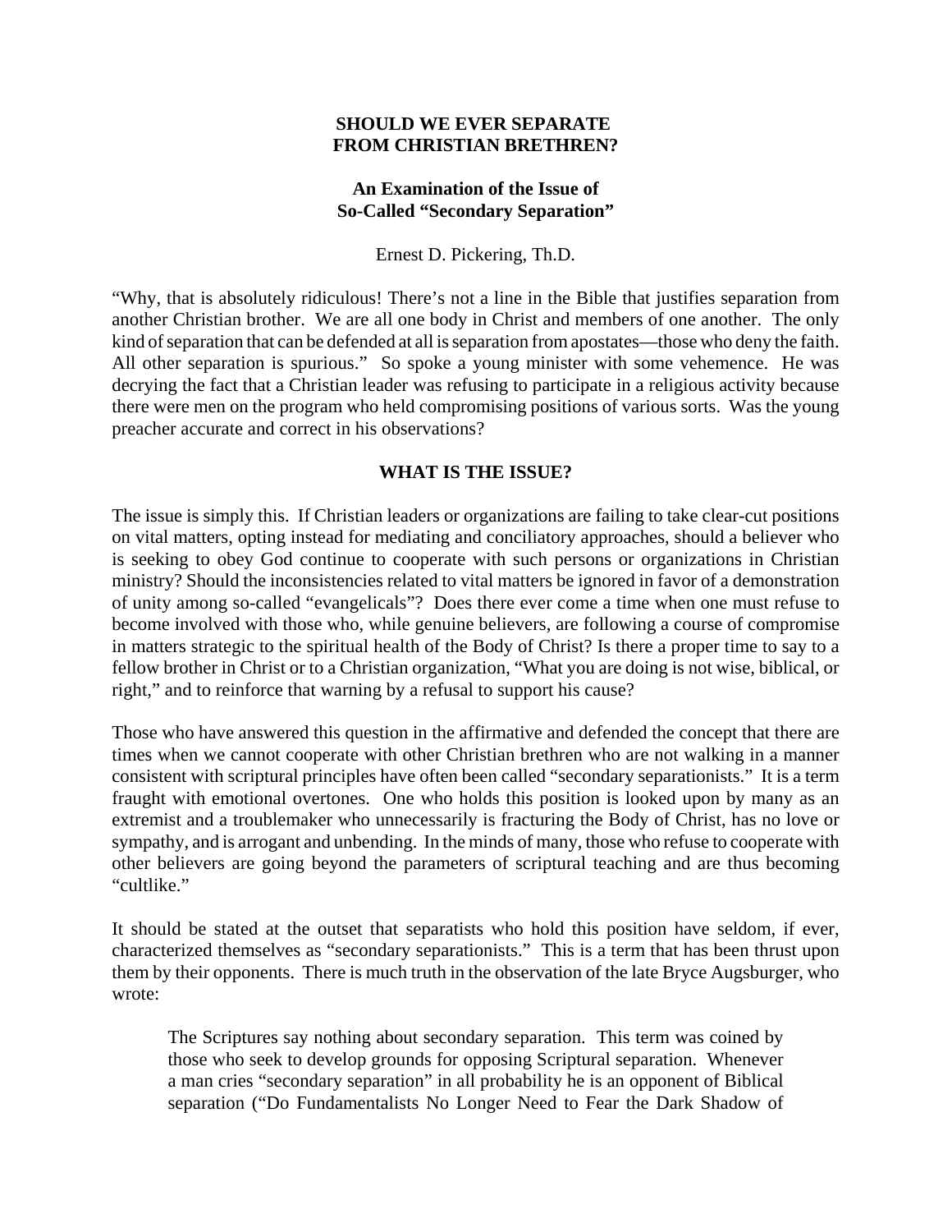**SHOULD WE EVER SEPARATE FROM CHRISTIAN BRETHREN?**

**An Examination of the Issue of So-Called "Secondary Separation"**

Ernest D. Pickering, Th.D.

"Why, that is absolutely ridiculous! There's not a line in the Bible that justifies separation from another Christian brother. We are all one body in Christ and members of one another. The only kind of separation that can be defended at all is separation from apostates—those who deny the faith. All other separation is spurious." So spoke a young minister with some vehemence. He was decrying the fact that a Christian leader was refusing to participate in a religious activity because there were men on the program who held compromising positions of various sorts. Was the young preacher accurate and correct in his observations?

## WHAT IS THE ISSUE?

The issue is simply this. If Christian leaders or organizations are failing to take clear-cut positions on vital matters, opting instead for mediating and conciliatory approaches, should a believer who is seeking to obey God continue to cooperate with such persons or organizations in Christian ministry? Should the inconsistencies related to vital matters be ignored in favor of a demonstration of unity among so-called "evangelicals"? Does there ever come a time when one must refuse to become involved with those who, while genuine believers, are following a course of compromise in matters strategic to the spiritual health of the Body of Christ? Is there a proper time to say to a fellow brother in Christ or to a Christian organization, "What you are doing is not wise, biblical, or right," and to reinforce that warning by a refusal to support his cause?

Those who have answered this question in the affirmative and defended the concept that there are times when we cannot cooperate with other Christian brethren who are not walking in a manner consistent with scriptural principles have often been called "secondary separationists." It is a term fraught with emotional overtones. One who holds this position is looked upon by many as an extremist and a troublemaker who unnecessarily is fracturing the Body of Christ, has no love or sympathy, and is arrogant and unbending. In the minds of many, those who refuse to cooperate with other believers are going beyond the parameters of scriptural teaching and are thus becoming "cultlike."

It should be stated at the outset that separatists who hold this position have seldom, if ever, characterized themselves as "secondary separationists." This is a term that has been thrust upon them by their opponents. There is much truth in the observation of the late Bryce Augsburger, who wrote:

> The Scriptures say nothing about secondary separation. This term was coined by those who seek to develop grounds for opposing Scriptural separation. Whenever a man cries "secondary separation" in all probability he is an opponent of Biblical separation ("Do Fundamentalists No Longer Need to Fear the Dark Shadow of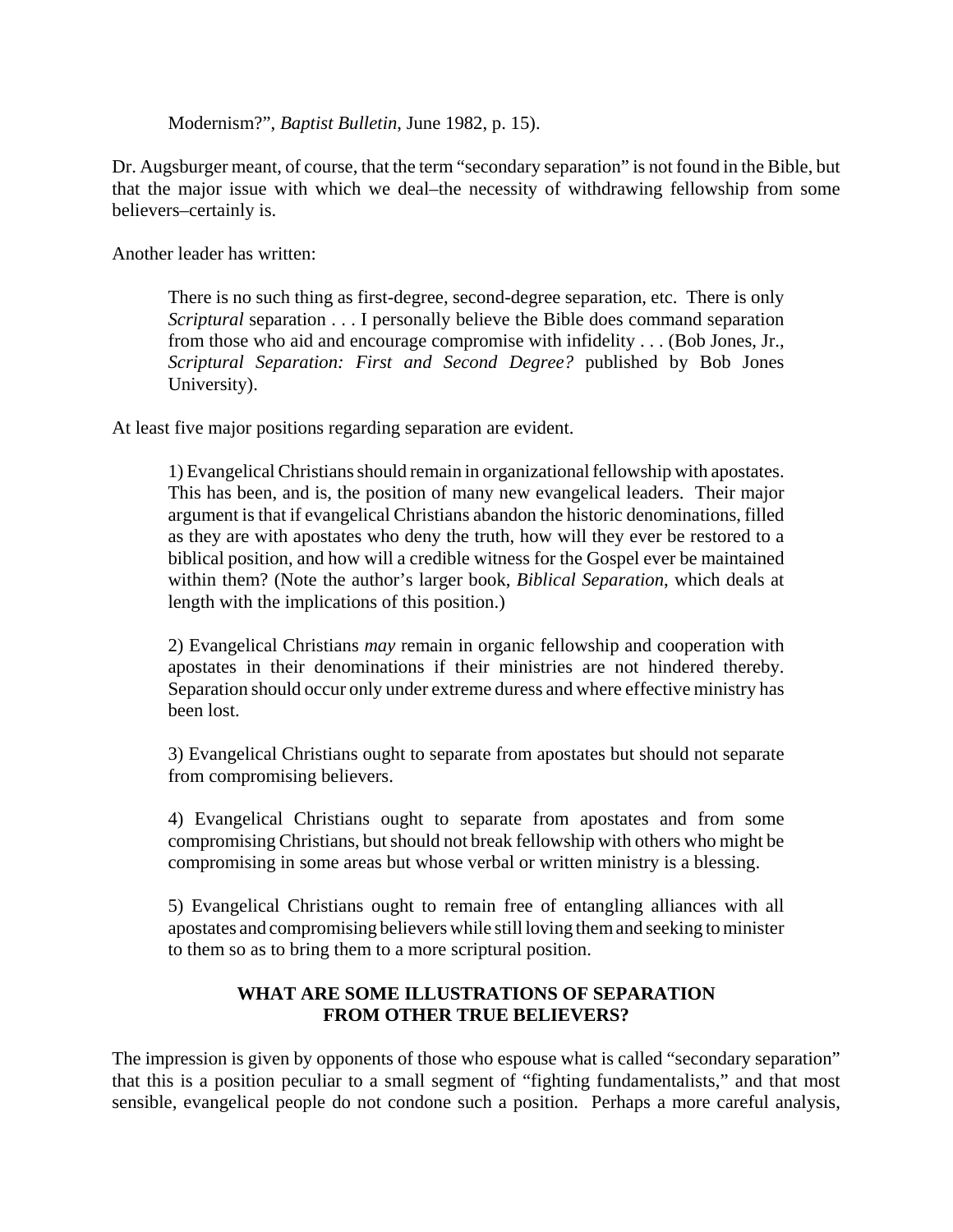Modernism?", *Baptist Bulletin*, June 1982, p. 15).

Dr. Augsburger meant, of course, that the term "secondary separation" is not found in the Bible, but that the major issue with which we deal–the necessity of withdrawing fellowship from some believers–certainly is.

Another leader has written:

> There is no such thing as first-degree, second-degree separation, etc. There is only *Scriptural* separation . . . I personally believe the Bible does command separation from those who aid and encourage compromise with infidelity . . . (Bob Jones, Jr., *Scriptural Separation: First and Second Degree?* published by Bob Jones University).

At least five major positions regarding separation are evident.

> 1) Evangelical Christians should remain in organizational fellowship with apostates. This has been, and is, the position of many new evangelical leaders. Their major argument is that if evangelical Christians abandon the historic denominations, filled as they are with apostates who deny the truth, how will they ever be restored to a biblical position, and how will a credible witness for the Gospel ever be maintained within them? (Note the author's larger book, *Biblical Separation*, which deals at length with the implications of this position.)
>
> 2) Evangelical Christians *may* remain in organic fellowship and cooperation with apostates in their denominations if their ministries are not hindered thereby. Separation should occur only under extreme duress and where effective ministry has been lost.
>
> 3) Evangelical Christians ought to separate from apostates but should not separate from compromising believers.
>
> 4) Evangelical Christians ought to separate from apostates and from some compromising Christians, but should not break fellowship with others who might be compromising in some areas but whose verbal or written ministry is a blessing.
>
> 5) Evangelical Christians ought to remain free of entangling alliances with all apostates and compromising believers while still loving them and seeking to minister to them so as to bring them to a more scriptural position.

## WHAT ARE SOME ILLUSTRATIONS OF SEPARATION FROM OTHER TRUE BELIEVERS?

The impression is given by opponents of those who espouse what is called "secondary separation" that this is a position peculiar to a small segment of "fighting fundamentalists," and that most sensible, evangelical people do not condone such a position. Perhaps a more careful analysis,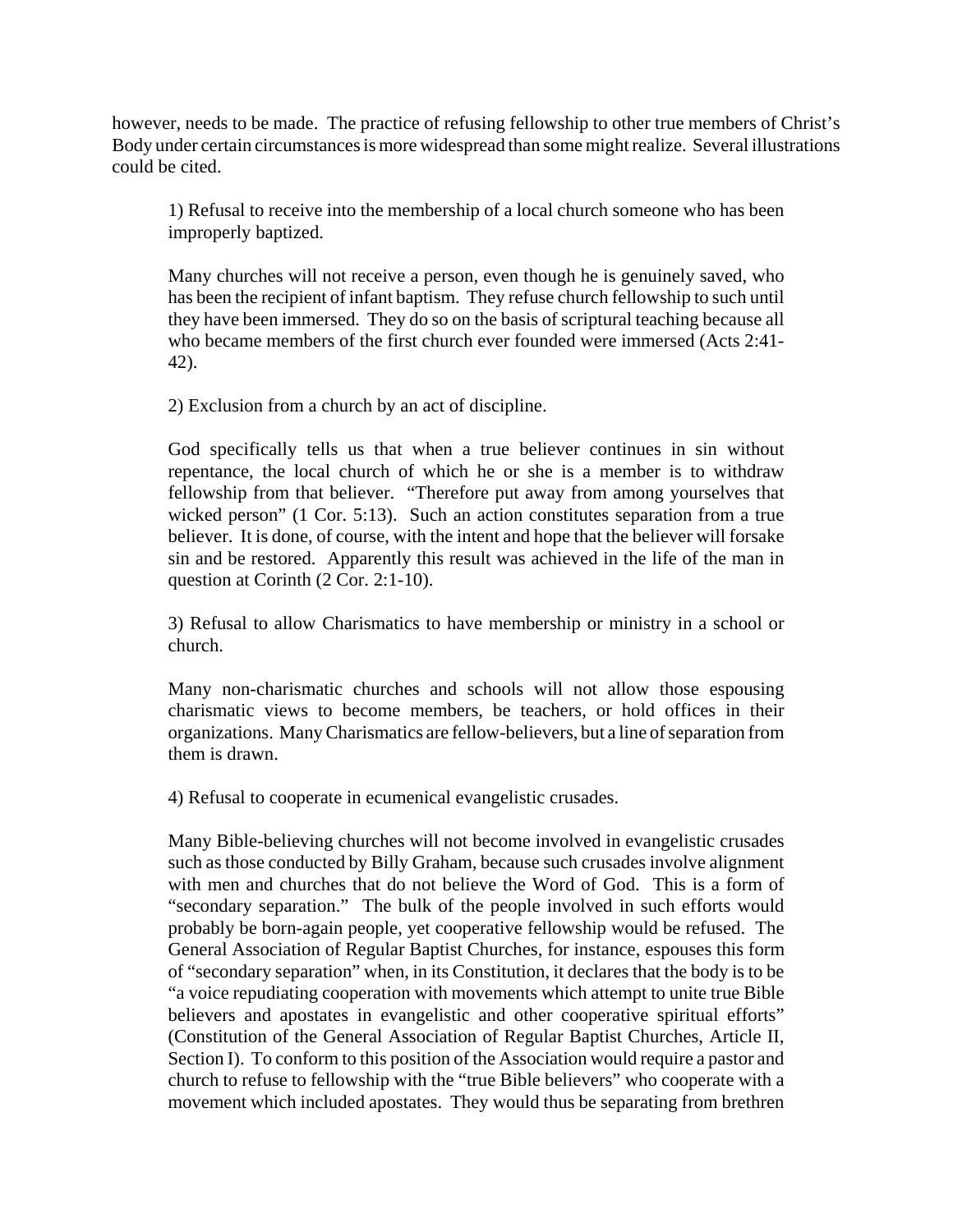however, needs to be made. The practice of refusing fellowship to other true members of Christ's Body under certain circumstances is more widespread than some might realize. Several illustrations could be cited.

> 1) Refusal to receive into the membership of a local church someone who has been improperly baptized.
>
> Many churches will not receive a person, even though he is genuinely saved, who has been the recipient of infant baptism. They refuse church fellowship to such until they have been immersed. They do so on the basis of scriptural teaching because all who became members of the first church ever founded were immersed (Acts 2:41-42).
>
> 2) Exclusion from a church by an act of discipline.
>
> God specifically tells us that when a true believer continues in sin without repentance, the local church of which he or she is a member is to withdraw fellowship from that believer. "Therefore put away from among yourselves that wicked person" (1 Cor. 5:13). Such an action constitutes separation from a true believer. It is done, of course, with the intent and hope that the believer will forsake sin and be restored. Apparently this result was achieved in the life of the man in question at Corinth (2 Cor. 2:1-10).
>
> 3) Refusal to allow Charismatics to have membership or ministry in a school or church.
>
> Many non-charismatic churches and schools will not allow those espousing charismatic views to become members, be teachers, or hold offices in their organizations. Many Charismatics are fellow-believers, but a line of separation from them is drawn.
>
> 4) Refusal to cooperate in ecumenical evangelistic crusades.
>
> Many Bible-believing churches will not become involved in evangelistic crusades such as those conducted by Billy Graham, because such crusades involve alignment with men and churches that do not believe the Word of God. This is a form of "secondary separation." The bulk of the people involved in such efforts would probably be born-again people, yet cooperative fellowship would be refused. The General Association of Regular Baptist Churches, for instance, espouses this form of "secondary separation" when, in its Constitution, it declares that the body is to be "a voice repudiating cooperation with movements which attempt to unite true Bible believers and apostates in evangelistic and other cooperative spiritual efforts" (Constitution of the General Association of Regular Baptist Churches, Article II, Section I). To conform to this position of the Association would require a pastor and church to refuse to fellowship with the "true Bible believers" who cooperate with a movement which included apostates. They would thus be separating from brethren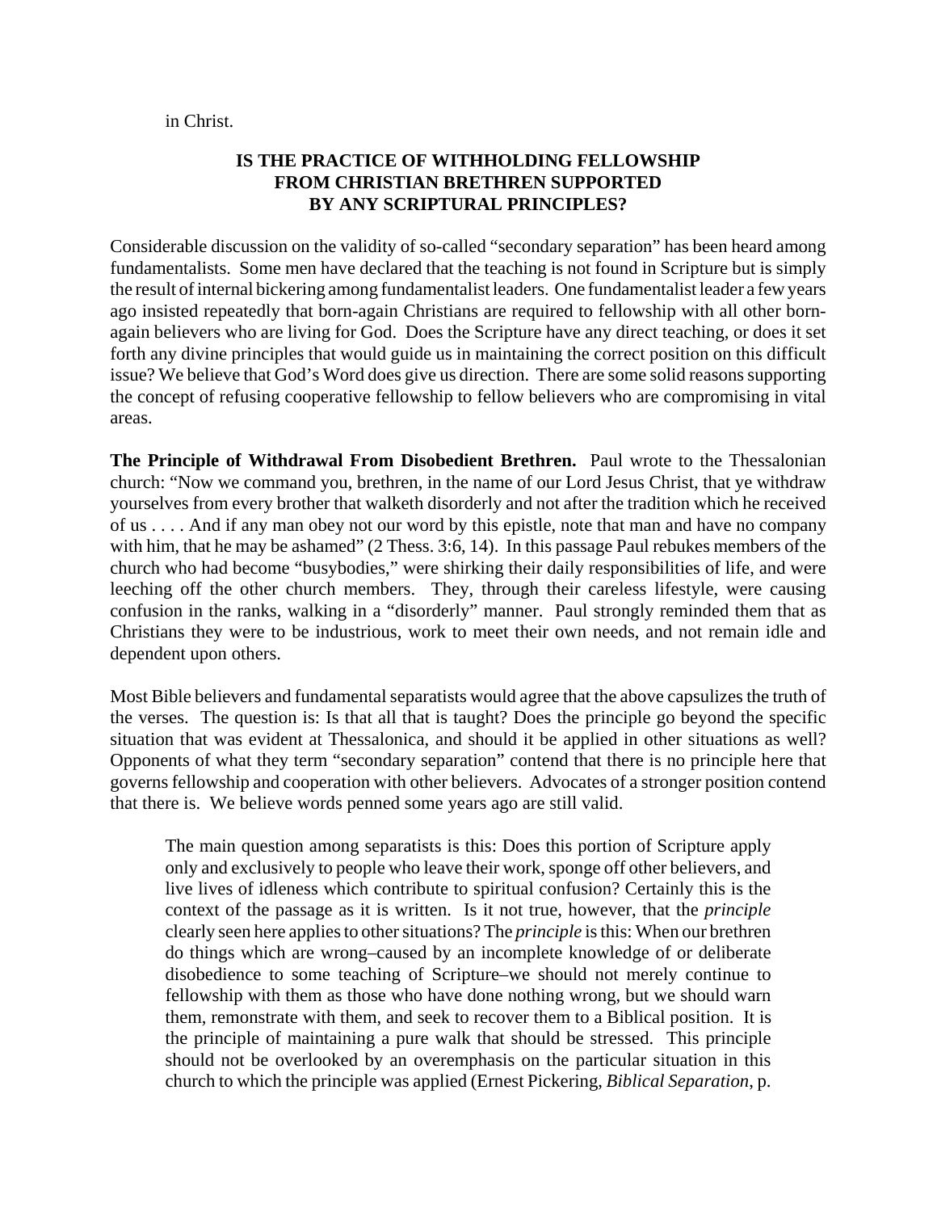in Christ.

## IS THE PRACTICE OF WITHHOLDING FELLOWSHIP FROM CHRISTIAN BRETHREN SUPPORTED BY ANY SCRIPTURAL PRINCIPLES?

Considerable discussion on the validity of so-called "secondary separation" has been heard among fundamentalists. Some men have declared that the teaching is not found in Scripture but is simply the result of internal bickering among fundamentalist leaders. One fundamentalist leader a few years ago insisted repeatedly that born-again Christians are required to fellowship with all other born-again believers who are living for God. Does the Scripture have any direct teaching, or does it set forth any divine principles that would guide us in maintaining the correct position on this difficult issue? We believe that God's Word does give us direction. There are some solid reasons supporting the concept of refusing cooperative fellowship to fellow believers who are compromising in vital areas.

**The Principle of Withdrawal From Disobedient Brethren.** Paul wrote to the Thessalonian church: "Now we command you, brethren, in the name of our Lord Jesus Christ, that ye withdraw yourselves from every brother that walketh disorderly and not after the tradition which he received of us . . . . And if any man obey not our word by this epistle, note that man and have no company with him, that he may be ashamed" (2 Thess. 3:6, 14). In this passage Paul rebukes members of the church who had become "busybodies," were shirking their daily responsibilities of life, and were leeching off the other church members. They, through their careless lifestyle, were causing confusion in the ranks, walking in a "disorderly" manner. Paul strongly reminded them that as Christians they were to be industrious, work to meet their own needs, and not remain idle and dependent upon others.

Most Bible believers and fundamental separatists would agree that the above capsulizes the truth of the verses. The question is: Is that all that is taught? Does the principle go beyond the specific situation that was evident at Thessalonica, and should it be applied in other situations as well? Opponents of what they term "secondary separation" contend that there is no principle here that governs fellowship and cooperation with other believers. Advocates of a stronger position contend that there is. We believe words penned some years ago are still valid.

> The main question among separatists is this: Does this portion of Scripture apply only and exclusively to people who leave their work, sponge off other believers, and live lives of idleness which contribute to spiritual confusion? Certainly this is the context of the passage as it is written. Is it not true, however, that the *principle* clearly seen here applies to other situations? The *principle* is this: When our brethren do things which are wrong–caused by an incomplete knowledge of or deliberate disobedience to some teaching of Scripture–we should not merely continue to fellowship with them as those who have done nothing wrong, but we should warn them, remonstrate with them, and seek to recover them to a Biblical position. It is the principle of maintaining a pure walk that should be stressed. This principle should not be overlooked by an overemphasis on the particular situation in this church to which the principle was applied (Ernest Pickering, *Biblical Separation*, p.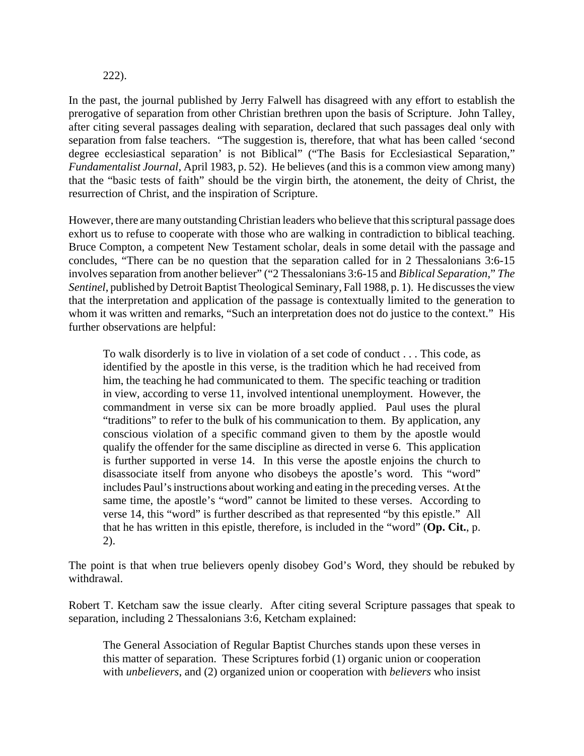222).

In the past, the journal published by Jerry Falwell has disagreed with any effort to establish the prerogative of separation from other Christian brethren upon the basis of Scripture. John Talley, after citing several passages dealing with separation, declared that such passages deal only with separation from false teachers. "The suggestion is, therefore, that what has been called 'second degree ecclesiastical separation' is not Biblical" ("The Basis for Ecclesiastical Separation," *Fundamentalist Journal*, April 1983, p. 52). He believes (and this is a common view among many) that the "basic tests of faith" should be the virgin birth, the atonement, the deity of Christ, the resurrection of Christ, and the inspiration of Scripture.

However, there are many outstanding Christian leaders who believe that this scriptural passage does exhort us to refuse to cooperate with those who are walking in contradiction to biblical teaching. Bruce Compton, a competent New Testament scholar, deals in some detail with the passage and concludes, "There can be no question that the separation called for in 2 Thessalonians 3:6-15 involves separation from another believer" ("2 Thessalonians 3:6-15 and *Biblical Separation*," *The Sentinel*, published by Detroit Baptist Theological Seminary, Fall 1988, p. 1). He discusses the view that the interpretation and application of the passage is contextually limited to the generation to whom it was written and remarks, "Such an interpretation does not do justice to the context." His further observations are helpful:

> To walk disorderly is to live in violation of a set code of conduct . . . This code, as identified by the apostle in this verse, is the tradition which he had received from him, the teaching he had communicated to them. The specific teaching or tradition in view, according to verse 11, involved intentional unemployment. However, the commandment in verse six can be more broadly applied. Paul uses the plural "traditions" to refer to the bulk of his communication to them. By application, any conscious violation of a specific command given to them by the apostle would qualify the offender for the same discipline as directed in verse 6. This application is further supported in verse 14. In this verse the apostle enjoins the church to disassociate itself from anyone who disobeys the apostle's word. This "word" includes Paul's instructions about working and eating in the preceding verses. At the same time, the apostle's "word" cannot be limited to these verses. According to verse 14, this "word" is further described as that represented "by this epistle." All that he has written in this epistle, therefore, is included in the "word" (**Op. Cit.**, p. 2).

The point is that when true believers openly disobey God's Word, they should be rebuked by withdrawal.

Robert T. Ketcham saw the issue clearly. After citing several Scripture passages that speak to separation, including 2 Thessalonians 3:6, Ketcham explained:

> The General Association of Regular Baptist Churches stands upon these verses in this matter of separation. These Scriptures forbid (1) organic union or cooperation with *unbelievers*, and (2) organized union or cooperation with *believers* who insist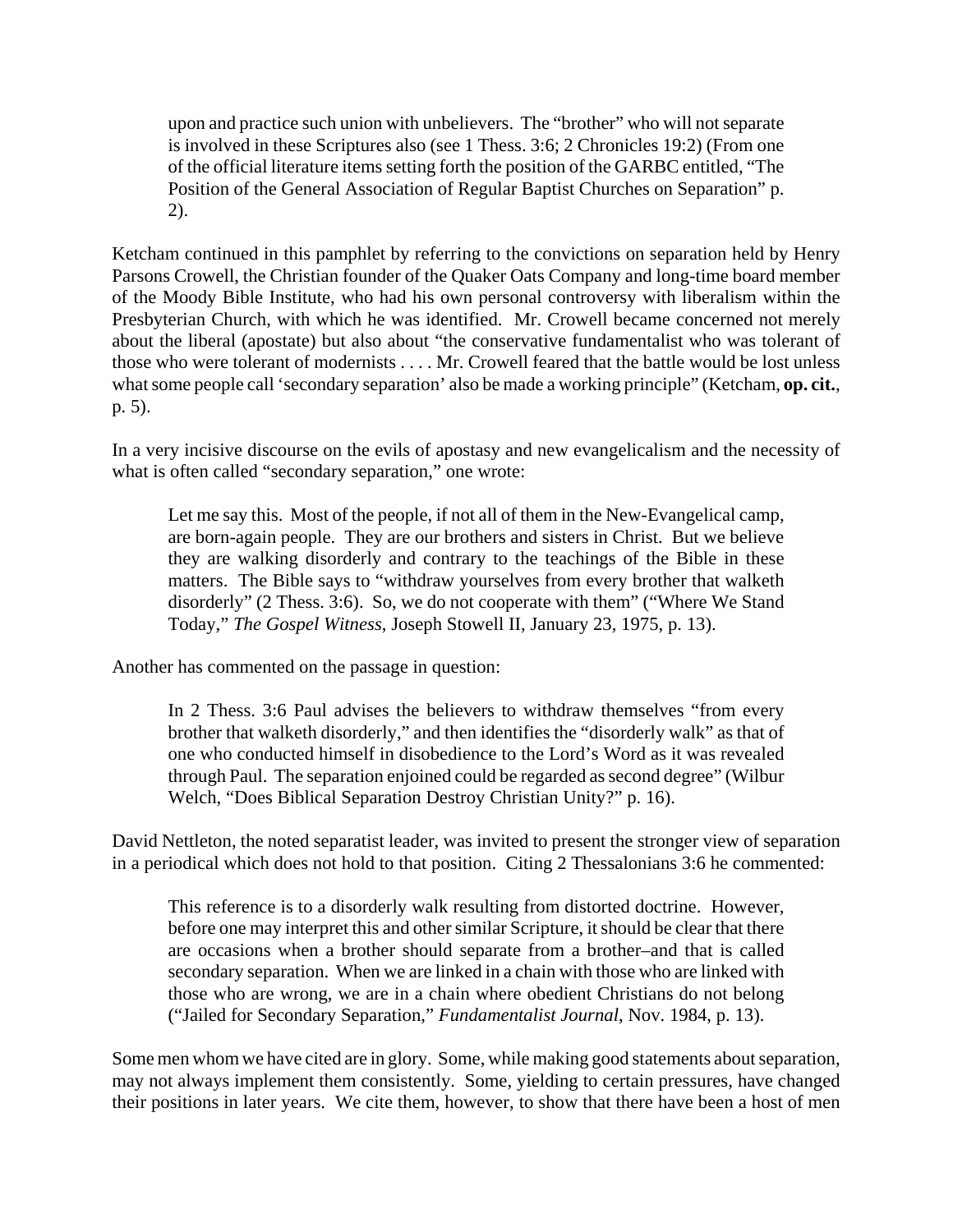> upon and practice such union with unbelievers. The "brother" who will not separate is involved in these Scriptures also (see 1 Thess. 3:6; 2 Chronicles 19:2) (From one of the official literature items setting forth the position of the GARBC entitled, "The Position of the General Association of Regular Baptist Churches on Separation" p. 2).

Ketcham continued in this pamphlet by referring to the convictions on separation held by Henry Parsons Crowell, the Christian founder of the Quaker Oats Company and long-time board member of the Moody Bible Institute, who had his own personal controversy with liberalism within the Presbyterian Church, with which he was identified. Mr. Crowell became concerned not merely about the liberal (apostate) but also about "the conservative fundamentalist who was tolerant of those who were tolerant of modernists . . . . Mr. Crowell feared that the battle would be lost unless what some people call 'secondary separation' also be made a working principle" (Ketcham, **op. cit.**, p. 5).

In a very incisive discourse on the evils of apostasy and new evangelicalism and the necessity of what is often called "secondary separation," one wrote:

> Let me say this. Most of the people, if not all of them in the New-Evangelical camp, are born-again people. They are our brothers and sisters in Christ. But we believe they are walking disorderly and contrary to the teachings of the Bible in these matters. The Bible says to "withdraw yourselves from every brother that walketh disorderly" (2 Thess. 3:6). So, we do not cooperate with them" ("Where We Stand Today," *The Gospel Witness*, Joseph Stowell II, January 23, 1975, p. 13).

Another has commented on the passage in question:

> In 2 Thess. 3:6 Paul advises the believers to withdraw themselves "from every brother that walketh disorderly," and then identifies the "disorderly walk" as that of one who conducted himself in disobedience to the Lord's Word as it was revealed through Paul. The separation enjoined could be regarded as second degree" (Wilbur Welch, "Does Biblical Separation Destroy Christian Unity?" p. 16).

David Nettleton, the noted separatist leader, was invited to present the stronger view of separation in a periodical which does not hold to that position. Citing 2 Thessalonians 3:6 he commented:

> This reference is to a disorderly walk resulting from distorted doctrine. However, before one may interpret this and other similar Scripture, it should be clear that there are occasions when a brother should separate from a brother–and that is called secondary separation. When we are linked in a chain with those who are linked with those who are wrong, we are in a chain where obedient Christians do not belong ("Jailed for Secondary Separation," *Fundamentalist Journal*, Nov. 1984, p. 13).

Some men whom we have cited are in glory. Some, while making good statements about separation, may not always implement them consistently. Some, yielding to certain pressures, have changed their positions in later years. We cite them, however, to show that there have been a host of men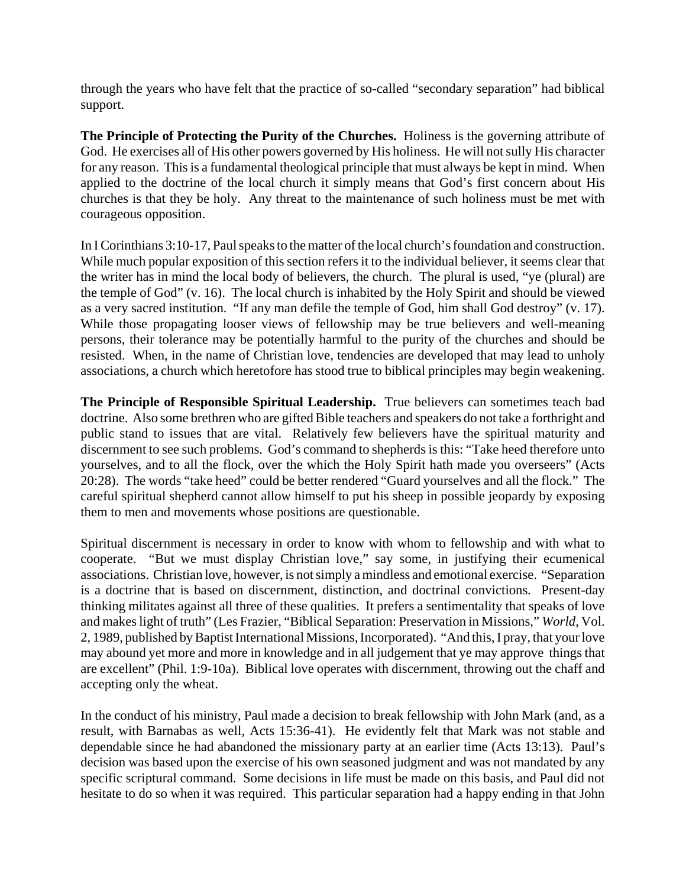through the years who have felt that the practice of so-called "secondary separation" had biblical support.

**The Principle of Protecting the Purity of the Churches.** Holiness is the governing attribute of God. He exercises all of His other powers governed by His holiness. He will not sully His character for any reason. This is a fundamental theological principle that must always be kept in mind. When applied to the doctrine of the local church it simply means that God's first concern about His churches is that they be holy. Any threat to the maintenance of such holiness must be met with courageous opposition.

In I Corinthians 3:10-17, Paul speaks to the matter of the local church's foundation and construction. While much popular exposition of this section refers it to the individual believer, it seems clear that the writer has in mind the local body of believers, the church. The plural is used, "ye (plural) are the temple of God" (v. 16). The local church is inhabited by the Holy Spirit and should be viewed as a very sacred institution. "If any man defile the temple of God, him shall God destroy" (v. 17). While those propagating looser views of fellowship may be true believers and well-meaning persons, their tolerance may be potentially harmful to the purity of the churches and should be resisted. When, in the name of Christian love, tendencies are developed that may lead to unholy associations, a church which heretofore has stood true to biblical principles may begin weakening.

**The Principle of Responsible Spiritual Leadership.** True believers can sometimes teach bad doctrine. Also some brethren who are gifted Bible teachers and speakers do not take a forthright and public stand to issues that are vital. Relatively few believers have the spiritual maturity and discernment to see such problems. God's command to shepherds is this: "Take heed therefore unto yourselves, and to all the flock, over the which the Holy Spirit hath made you overseers" (Acts 20:28). The words "take heed" could be better rendered "Guard yourselves and all the flock." The careful spiritual shepherd cannot allow himself to put his sheep in possible jeopardy by exposing them to men and movements whose positions are questionable.

Spiritual discernment is necessary in order to know with whom to fellowship and with what to cooperate. "But we must display Christian love," say some, in justifying their ecumenical associations. Christian love, however, is not simply a mindless and emotional exercise. "Separation is a doctrine that is based on discernment, distinction, and doctrinal convictions. Present-day thinking militates against all three of these qualities. It prefers a sentimentality that speaks of love and makes light of truth" (Les Frazier, "Biblical Separation: Preservation in Missions," *World*, Vol. 2, 1989, published by Baptist International Missions, Incorporated). "And this, I pray, that your love may abound yet more and more in knowledge and in all judgement that ye may approve things that are excellent" (Phil. 1:9-10a). Biblical love operates with discernment, throwing out the chaff and accepting only the wheat.

In the conduct of his ministry, Paul made a decision to break fellowship with John Mark (and, as a result, with Barnabas as well, Acts 15:36-41). He evidently felt that Mark was not stable and dependable since he had abandoned the missionary party at an earlier time (Acts 13:13). Paul's decision was based upon the exercise of his own seasoned judgment and was not mandated by any specific scriptural command. Some decisions in life must be made on this basis, and Paul did not hesitate to do so when it was required. This particular separation had a happy ending in that John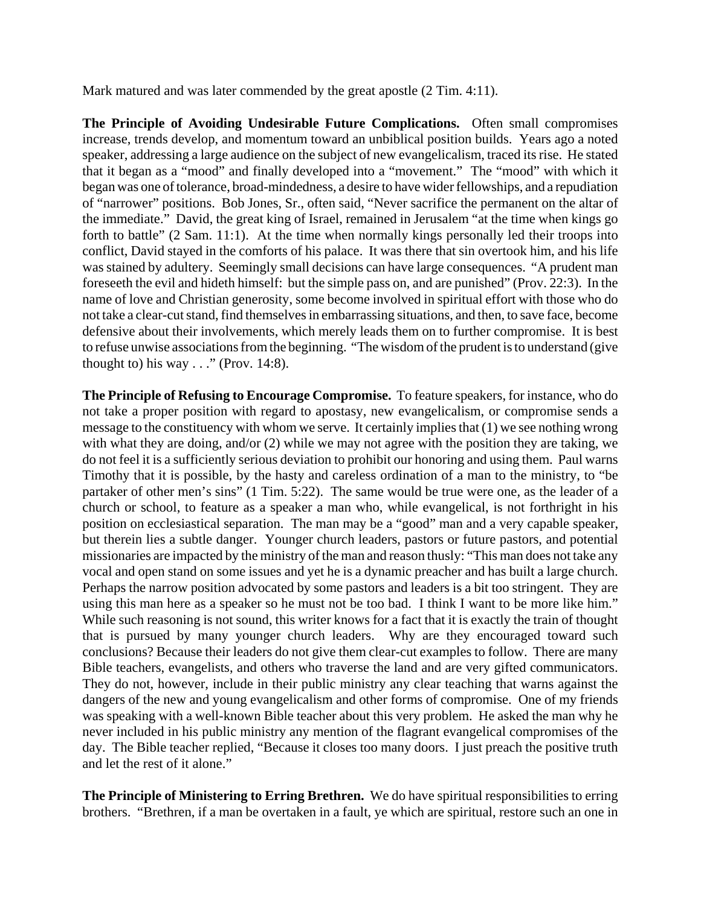Mark matured and was later commended by the great apostle (2 Tim. 4:11).

**The Principle of Avoiding Undesirable Future Complications.** Often small compromises increase, trends develop, and momentum toward an unbiblical position builds. Years ago a noted speaker, addressing a large audience on the subject of new evangelicalism, traced its rise. He stated that it began as a "mood" and finally developed into a "movement." The "mood" with which it began was one of tolerance, broad-mindedness, a desire to have wider fellowships, and a repudiation of "narrower" positions. Bob Jones, Sr., often said, "Never sacrifice the permanent on the altar of the immediate." David, the great king of Israel, remained in Jerusalem "at the time when kings go forth to battle" (2 Sam. 11:1). At the time when normally kings personally led their troops into conflict, David stayed in the comforts of his palace. It was there that sin overtook him, and his life was stained by adultery. Seemingly small decisions can have large consequences. "A prudent man foreseeth the evil and hideth himself: but the simple pass on, and are punished" (Prov. 22:3). In the name of love and Christian generosity, some become involved in spiritual effort with those who do not take a clear-cut stand, find themselves in embarrassing situations, and then, to save face, become defensive about their involvements, which merely leads them on to further compromise. It is best to refuse unwise associations from the beginning. "The wisdom of the prudent is to understand (give thought to) his way . . ." (Prov. 14:8).

**The Principle of Refusing to Encourage Compromise.** To feature speakers, for instance, who do not take a proper position with regard to apostasy, new evangelicalism, or compromise sends a message to the constituency with whom we serve. It certainly implies that (1) we see nothing wrong with what they are doing, and/or (2) while we may not agree with the position they are taking, we do not feel it is a sufficiently serious deviation to prohibit our honoring and using them. Paul warns Timothy that it is possible, by the hasty and careless ordination of a man to the ministry, to "be partaker of other men's sins" (1 Tim. 5:22). The same would be true were one, as the leader of a church or school, to feature as a speaker a man who, while evangelical, is not forthright in his position on ecclesiastical separation. The man may be a "good" man and a very capable speaker, but therein lies a subtle danger. Younger church leaders, pastors or future pastors, and potential missionaries are impacted by the ministry of the man and reason thusly: "This man does not take any vocal and open stand on some issues and yet he is a dynamic preacher and has built a large church. Perhaps the narrow position advocated by some pastors and leaders is a bit too stringent. They are using this man here as a speaker so he must not be too bad. I think I want to be more like him." While such reasoning is not sound, this writer knows for a fact that it is exactly the train of thought that is pursued by many younger church leaders. Why are they encouraged toward such conclusions? Because their leaders do not give them clear-cut examples to follow. There are many Bible teachers, evangelists, and others who traverse the land and are very gifted communicators. They do not, however, include in their public ministry any clear teaching that warns against the dangers of the new and young evangelicalism and other forms of compromise. One of my friends was speaking with a well-known Bible teacher about this very problem. He asked the man why he never included in his public ministry any mention of the flagrant evangelical compromises of the day. The Bible teacher replied, "Because it closes too many doors. I just preach the positive truth and let the rest of it alone."

**The Principle of Ministering to Erring Brethren.** We do have spiritual responsibilities to erring brothers. "Brethren, if a man be overtaken in a fault, ye which are spiritual, restore such an one in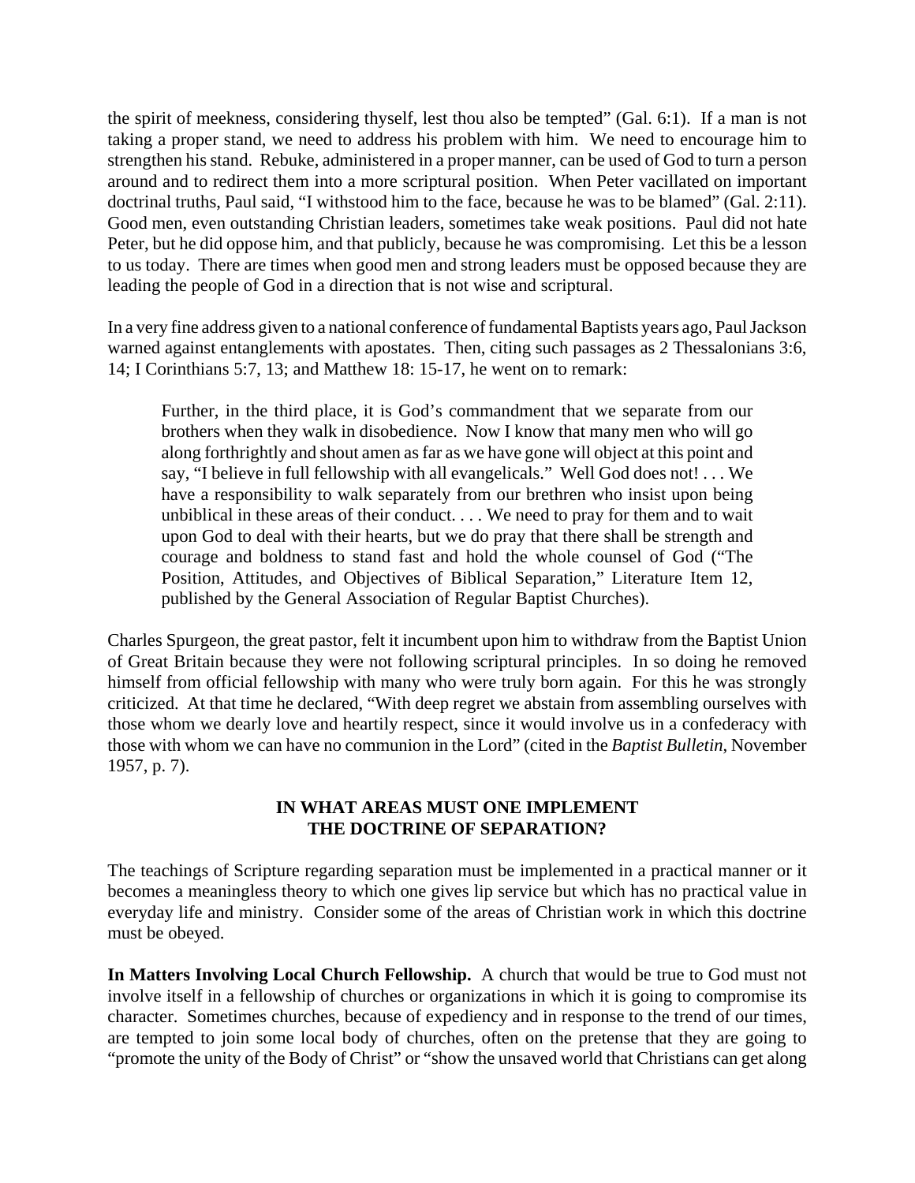the spirit of meekness, considering thyself, lest thou also be tempted" (Gal. 6:1). If a man is not taking a proper stand, we need to address his problem with him. We need to encourage him to strengthen his stand. Rebuke, administered in a proper manner, can be used of God to turn a person around and to redirect them into a more scriptural position. When Peter vacillated on important doctrinal truths, Paul said, "I withstood him to the face, because he was to be blamed" (Gal. 2:11). Good men, even outstanding Christian leaders, sometimes take weak positions. Paul did not hate Peter, but he did oppose him, and that publicly, because he was compromising. Let this be a lesson to us today. There are times when good men and strong leaders must be opposed because they are leading the people of God in a direction that is not wise and scriptural.

In a very fine address given to a national conference of fundamental Baptists years ago, Paul Jackson warned against entanglements with apostates. Then, citing such passages as 2 Thessalonians 3:6, 14; I Corinthians 5:7, 13; and Matthew 18: 15-17, he went on to remark:

> Further, in the third place, it is God's commandment that we separate from our brothers when they walk in disobedience. Now I know that many men who will go along forthrightly and shout amen as far as we have gone will object at this point and say, "I believe in full fellowship with all evangelicals." Well God does not! . . . We have a responsibility to walk separately from our brethren who insist upon being unbiblical in these areas of their conduct. . . . We need to pray for them and to wait upon God to deal with their hearts, but we do pray that there shall be strength and courage and boldness to stand fast and hold the whole counsel of God ("The Position, Attitudes, and Objectives of Biblical Separation," Literature Item 12, published by the General Association of Regular Baptist Churches).

Charles Spurgeon, the great pastor, felt it incumbent upon him to withdraw from the Baptist Union of Great Britain because they were not following scriptural principles. In so doing he removed himself from official fellowship with many who were truly born again. For this he was strongly criticized. At that time he declared, "With deep regret we abstain from assembling ourselves with those whom we dearly love and heartily respect, since it would involve us in a confederacy with those with whom we can have no communion in the Lord" (cited in the *Baptist Bulletin*, November 1957, p. 7).

## IN WHAT AREAS MUST ONE IMPLEMENT THE DOCTRINE OF SEPARATION?

The teachings of Scripture regarding separation must be implemented in a practical manner or it becomes a meaningless theory to which one gives lip service but which has no practical value in everyday life and ministry. Consider some of the areas of Christian work in which this doctrine must be obeyed.

**In Matters Involving Local Church Fellowship.** A church that would be true to God must not involve itself in a fellowship of churches or organizations in which it is going to compromise its character. Sometimes churches, because of expediency and in response to the trend of our times, are tempted to join some local body of churches, often on the pretense that they are going to "promote the unity of the Body of Christ" or "show the unsaved world that Christians can get along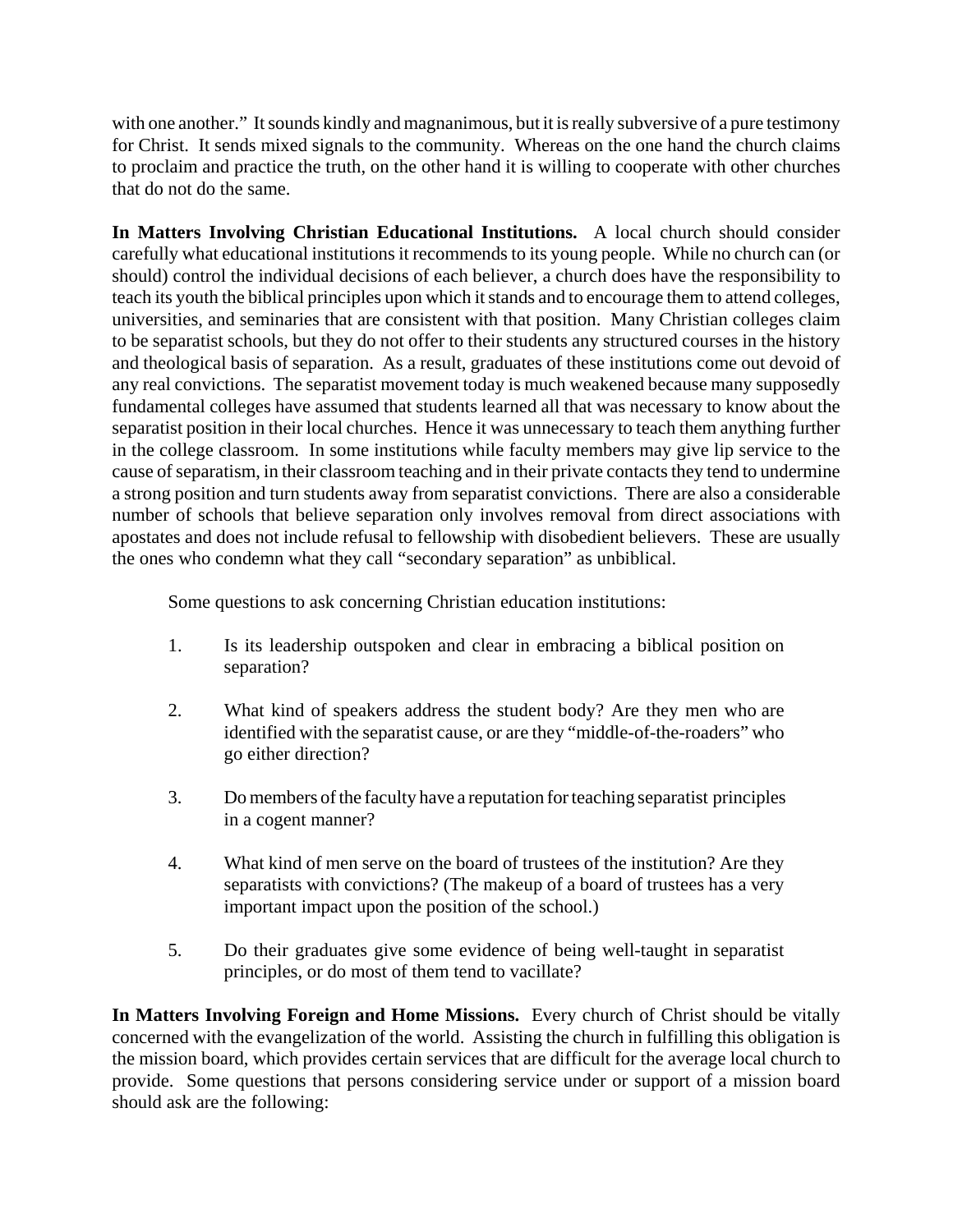with one another." It sounds kindly and magnanimous, but it is really subversive of a pure testimony for Christ. It sends mixed signals to the community. Whereas on the one hand the church claims to proclaim and practice the truth, on the other hand it is willing to cooperate with other churches that do not do the same.

**In Matters Involving Christian Educational Institutions.** A local church should consider carefully what educational institutions it recommends to its young people. While no church can (or should) control the individual decisions of each believer, a church does have the responsibility to teach its youth the biblical principles upon which it stands and to encourage them to attend colleges, universities, and seminaries that are consistent with that position. Many Christian colleges claim to be separatist schools, but they do not offer to their students any structured courses in the history and theological basis of separation. As a result, graduates of these institutions come out devoid of any real convictions. The separatist movement today is much weakened because many supposedly fundamental colleges have assumed that students learned all that was necessary to know about the separatist position in their local churches. Hence it was unnecessary to teach them anything further in the college classroom. In some institutions while faculty members may give lip service to the cause of separatism, in their classroom teaching and in their private contacts they tend to undermine a strong position and turn students away from separatist convictions. There are also a considerable number of schools that believe separation only involves removal from direct associations with apostates and does not include refusal to fellowship with disobedient believers. These are usually the ones who condemn what they call "secondary separation" as unbiblical.

Some questions to ask concerning Christian education institutions:

1. Is its leadership outspoken and clear in embracing a biblical position on separation?

2. What kind of speakers address the student body? Are they men who are identified with the separatist cause, or are they "middle-of-the-roaders" who go either direction?

3. Do members of the faculty have a reputation for teaching separatist principles in a cogent manner?

4. What kind of men serve on the board of trustees of the institution? Are they separatists with convictions? (The makeup of a board of trustees has a very important impact upon the position of the school.)

5. Do their graduates give some evidence of being well-taught in separatist principles, or do most of them tend to vacillate?

**In Matters Involving Foreign and Home Missions.** Every church of Christ should be vitally concerned with the evangelization of the world. Assisting the church in fulfilling this obligation is the mission board, which provides certain services that are difficult for the average local church to provide. Some questions that persons considering service under or support of a mission board should ask are the following: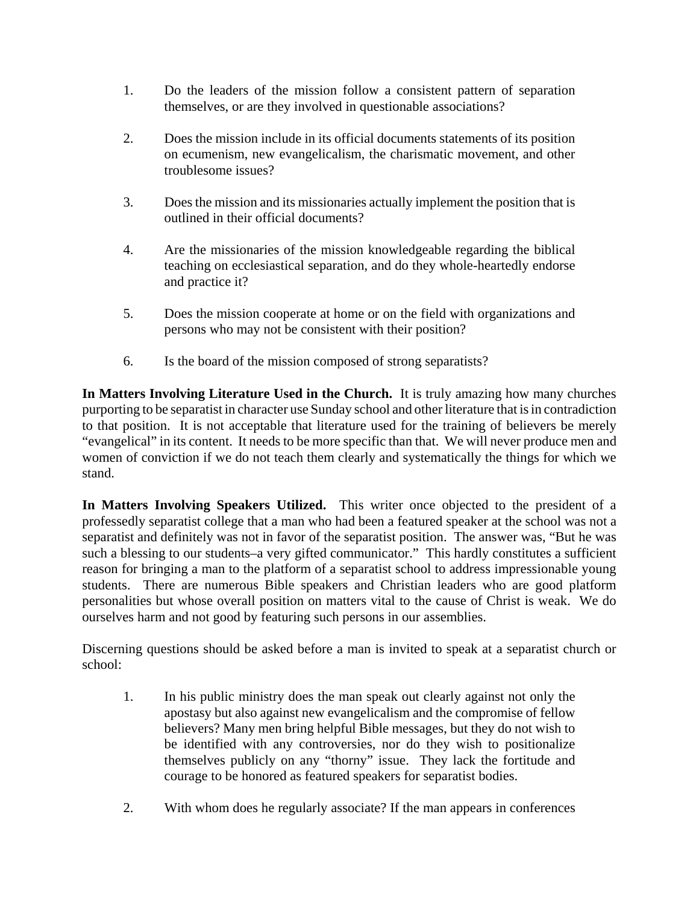1. Do the leaders of the mission follow a consistent pattern of separation themselves, or are they involved in questionable associations?

2. Does the mission include in its official documents statements of its position on ecumenism, new evangelicalism, the charismatic movement, and other troublesome issues?

3. Does the mission and its missionaries actually implement the position that is outlined in their official documents?

4. Are the missionaries of the mission knowledgeable regarding the biblical teaching on ecclesiastical separation, and do they whole-heartedly endorse and practice it?

5. Does the mission cooperate at home or on the field with organizations and persons who may not be consistent with their position?

6. Is the board of the mission composed of strong separatists?

**In Matters Involving Literature Used in the Church.** It is truly amazing how many churches purporting to be separatist in character use Sunday school and other literature that is in contradiction to that position. It is not acceptable that literature used for the training of believers be merely "evangelical" in its content. It needs to be more specific than that. We will never produce men and women of conviction if we do not teach them clearly and systematically the things for which we stand.

**In Matters Involving Speakers Utilized.** This writer once objected to the president of a professedly separatist college that a man who had been a featured speaker at the school was not a separatist and definitely was not in favor of the separatist position. The answer was, "But he was such a blessing to our students–a very gifted communicator." This hardly constitutes a sufficient reason for bringing a man to the platform of a separatist school to address impressionable young students. There are numerous Bible speakers and Christian leaders who are good platform personalities but whose overall position on matters vital to the cause of Christ is weak. We do ourselves harm and not good by featuring such persons in our assemblies.

Discerning questions should be asked before a man is invited to speak at a separatist church or school:

1. In his public ministry does the man speak out clearly against not only the apostasy but also against new evangelicalism and the compromise of fellow believers? Many men bring helpful Bible messages, but they do not wish to be identified with any controversies, nor do they wish to positionalize themselves publicly on any "thorny" issue. They lack the fortitude and courage to be honored as featured speakers for separatist bodies.

2. With whom does he regularly associate? If the man appears in conferences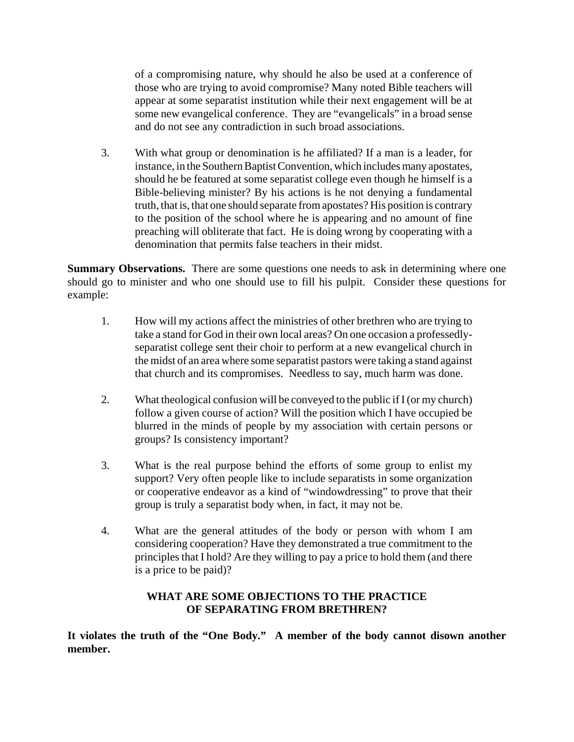of a compromising nature, why should he also be used at a conference of those who are trying to avoid compromise? Many noted Bible teachers will appear at some separatist institution while their next engagement will be at some new evangelical conference. They are "evangelicals" in a broad sense and do not see any contradiction in such broad associations.

3. With what group or denomination is he affiliated? If a man is a leader, for instance, in the Southern Baptist Convention, which includes many apostates, should he be featured at some separatist college even though he himself is a Bible-believing minister? By his actions is he not denying a fundamental truth, that is, that one should separate from apostates? His position is contrary to the position of the school where he is appearing and no amount of fine preaching will obliterate that fact. He is doing wrong by cooperating with a denomination that permits false teachers in their midst.

**Summary Observations.** There are some questions one needs to ask in determining where one should go to minister and who one should use to fill his pulpit. Consider these questions for example:

1. How will my actions affect the ministries of other brethren who are trying to take a stand for God in their own local areas? On one occasion a professedly-separatist college sent their choir to perform at a new evangelical church in the midst of an area where some separatist pastors were taking a stand against that church and its compromises. Needless to say, much harm was done.

2. What theological confusion will be conveyed to the public if I (or my church) follow a given course of action? Will the position which I have occupied be blurred in the minds of people by my association with certain persons or groups? Is consistency important?

3. What is the real purpose behind the efforts of some group to enlist my support? Very often people like to include separatists in some organization or cooperative endeavor as a kind of "windowdressing" to prove that their group is truly a separatist body when, in fact, it may not be.

4. What are the general attitudes of the body or person with whom I am considering cooperation? Have they demonstrated a true commitment to the principles that I hold? Are they willing to pay a price to hold them (and there is a price to be paid)?

## WHAT ARE SOME OBJECTIONS TO THE PRACTICE OF SEPARATING FROM BRETHREN?

**It violates the truth of the "One Body." A member of the body cannot disown another member.**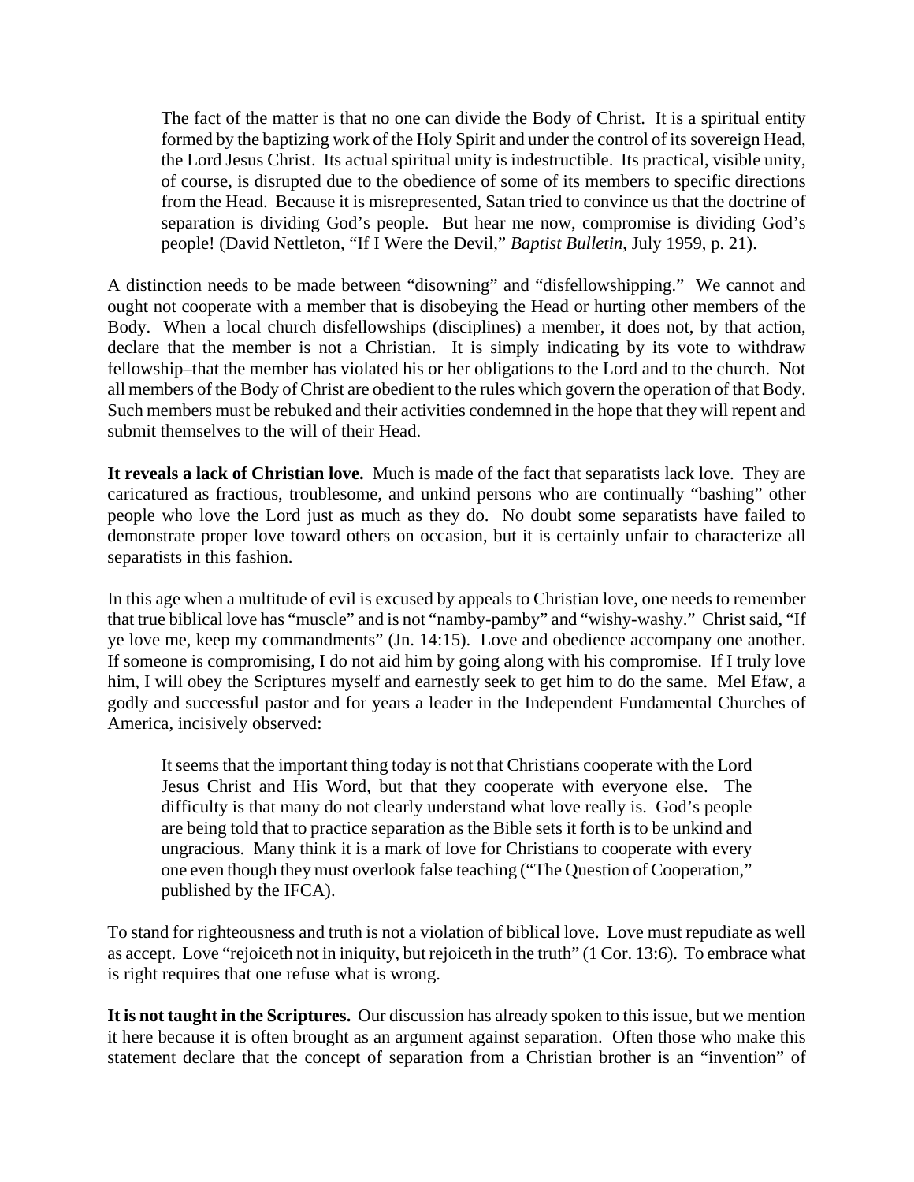> The fact of the matter is that no one can divide the Body of Christ. It is a spiritual entity formed by the baptizing work of the Holy Spirit and under the control of its sovereign Head, the Lord Jesus Christ. Its actual spiritual unity is indestructible. Its practical, visible unity, of course, is disrupted due to the obedience of some of its members to specific directions from the Head. Because it is misrepresented, Satan tried to convince us that the doctrine of separation is dividing God's people. But hear me now, compromise is dividing God's people! (David Nettleton, "If I Were the Devil," *Baptist Bulletin*, July 1959, p. 21).

A distinction needs to be made between "disowning" and "disfellowshipping." We cannot and ought not cooperate with a member that is disobeying the Head or hurting other members of the Body. When a local church disfellowships (disciplines) a member, it does not, by that action, declare that the member is not a Christian. It is simply indicating by its vote to withdraw fellowship–that the member has violated his or her obligations to the Lord and to the church. Not all members of the Body of Christ are obedient to the rules which govern the operation of that Body. Such members must be rebuked and their activities condemned in the hope that they will repent and submit themselves to the will of their Head.

**It reveals a lack of Christian love.** Much is made of the fact that separatists lack love. They are caricatured as fractious, troublesome, and unkind persons who are continually "bashing" other people who love the Lord just as much as they do. No doubt some separatists have failed to demonstrate proper love toward others on occasion, but it is certainly unfair to characterize all separatists in this fashion.

In this age when a multitude of evil is excused by appeals to Christian love, one needs to remember that true biblical love has "muscle" and is not "namby-pamby" and "wishy-washy." Christ said, "If ye love me, keep my commandments" (Jn. 14:15). Love and obedience accompany one another. If someone is compromising, I do not aid him by going along with his compromise. If I truly love him, I will obey the Scriptures myself and earnestly seek to get him to do the same. Mel Efaw, a godly and successful pastor and for years a leader in the Independent Fundamental Churches of America, incisively observed:

> It seems that the important thing today is not that Christians cooperate with the Lord Jesus Christ and His Word, but that they cooperate with everyone else. The difficulty is that many do not clearly understand what love really is. God's people are being told that to practice separation as the Bible sets it forth is to be unkind and ungracious. Many think it is a mark of love for Christians to cooperate with every one even though they must overlook false teaching ("The Question of Cooperation," published by the IFCA).

To stand for righteousness and truth is not a violation of biblical love. Love must repudiate as well as accept. Love "rejoiceth not in iniquity, but rejoiceth in the truth" (1 Cor. 13:6). To embrace what is right requires that one refuse what is wrong.

**It is not taught in the Scriptures.** Our discussion has already spoken to this issue, but we mention it here because it is often brought as an argument against separation. Often those who make this statement declare that the concept of separation from a Christian brother is an "invention" of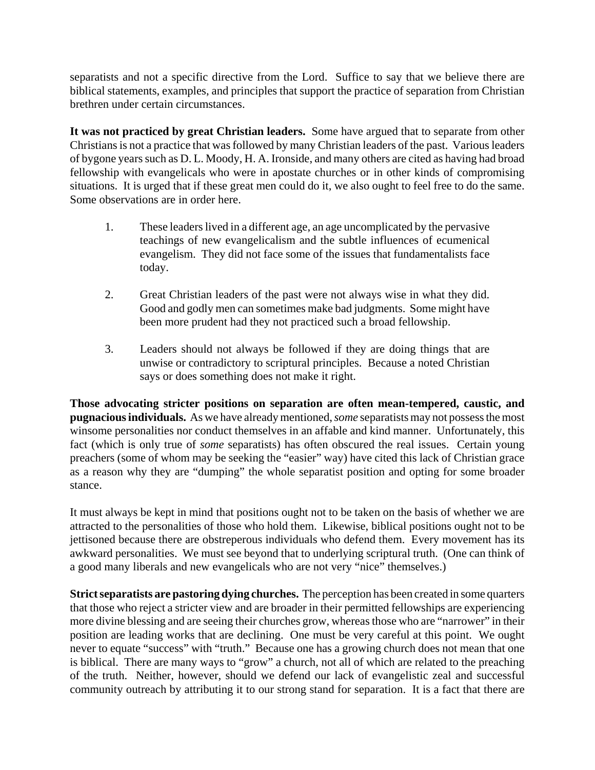separatists and not a specific directive from the Lord. Suffice to say that we believe there are biblical statements, examples, and principles that support the practice of separation from Christian brethren under certain circumstances.

**It was not practiced by great Christian leaders.** Some have argued that to separate from other Christians is not a practice that was followed by many Christian leaders of the past. Various leaders of bygone years such as D. L. Moody, H. A. Ironside, and many others are cited as having had broad fellowship with evangelicals who were in apostate churches or in other kinds of compromising situations. It is urged that if these great men could do it, we also ought to feel free to do the same. Some observations are in order here.

1. These leaders lived in a different age, an age uncomplicated by the pervasive teachings of new evangelicalism and the subtle influences of ecumenical evangelism. They did not face some of the issues that fundamentalists face today.

2. Great Christian leaders of the past were not always wise in what they did. Good and godly men can sometimes make bad judgments. Some might have been more prudent had they not practiced such a broad fellowship.

3. Leaders should not always be followed if they are doing things that are unwise or contradictory to scriptural principles. Because a noted Christian says or does something does not make it right.

**Those advocating stricter positions on separation are often mean-tempered, caustic, and pugnacious individuals.** As we have already mentioned, *some* separatists may not possess the most winsome personalities nor conduct themselves in an affable and kind manner. Unfortunately, this fact (which is only true of *some* separatists) has often obscured the real issues. Certain young preachers (some of whom may be seeking the "easier" way) have cited this lack of Christian grace as a reason why they are "dumping" the whole separatist position and opting for some broader stance.

It must always be kept in mind that positions ought not to be taken on the basis of whether we are attracted to the personalities of those who hold them. Likewise, biblical positions ought not to be jettisoned because there are obstreperous individuals who defend them. Every movement has its awkward personalities. We must see beyond that to underlying scriptural truth. (One can think of a good many liberals and new evangelicals who are not very "nice" themselves.)

**Strict separatists are pastoring dying churches.** The perception has been created in some quarters that those who reject a stricter view and are broader in their permitted fellowships are experiencing more divine blessing and are seeing their churches grow, whereas those who are "narrower" in their position are leading works that are declining. One must be very careful at this point. We ought never to equate "success" with "truth." Because one has a growing church does not mean that one is biblical. There are many ways to "grow" a church, not all of which are related to the preaching of the truth. Neither, however, should we defend our lack of evangelistic zeal and successful community outreach by attributing it to our strong stand for separation. It is a fact that there are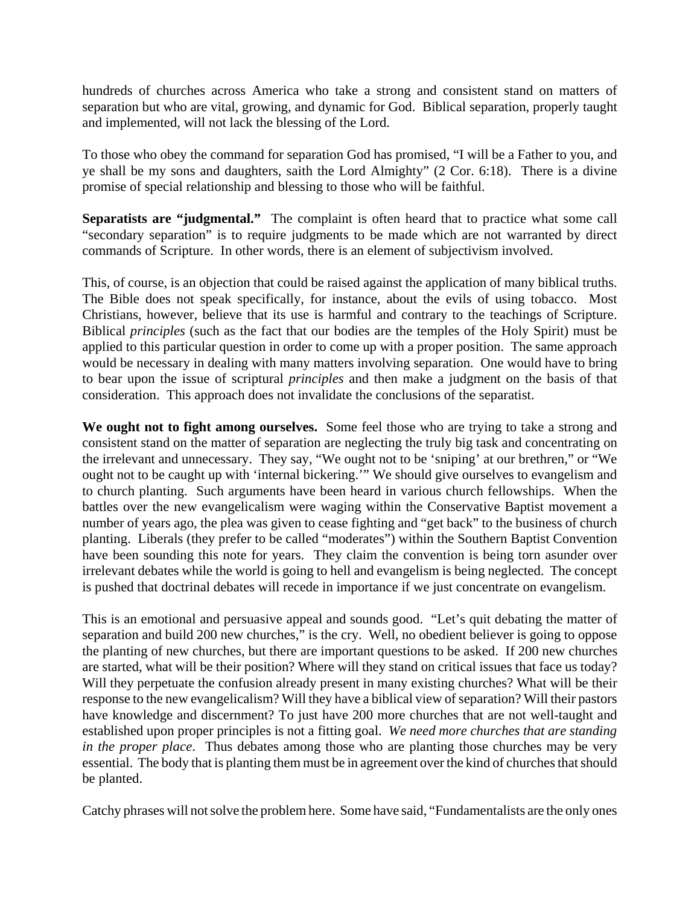hundreds of churches across America who take a strong and consistent stand on matters of separation but who are vital, growing, and dynamic for God. Biblical separation, properly taught and implemented, will not lack the blessing of the Lord.

To those who obey the command for separation God has promised, "I will be a Father to you, and ye shall be my sons and daughters, saith the Lord Almighty" (2 Cor. 6:18). There is a divine promise of special relationship and blessing to those who will be faithful.

**Separatists are "judgmental."** The complaint is often heard that to practice what some call "secondary separation" is to require judgments to be made which are not warranted by direct commands of Scripture. In other words, there is an element of subjectivism involved.

This, of course, is an objection that could be raised against the application of many biblical truths. The Bible does not speak specifically, for instance, about the evils of using tobacco. Most Christians, however, believe that its use is harmful and contrary to the teachings of Scripture. Biblical *principles* (such as the fact that our bodies are the temples of the Holy Spirit) must be applied to this particular question in order to come up with a proper position. The same approach would be necessary in dealing with many matters involving separation. One would have to bring to bear upon the issue of scriptural *principles* and then make a judgment on the basis of that consideration. This approach does not invalidate the conclusions of the separatist.

**We ought not to fight among ourselves.** Some feel those who are trying to take a strong and consistent stand on the matter of separation are neglecting the truly big task and concentrating on the irrelevant and unnecessary. They say, "We ought not to be 'sniping' at our brethren," or "We ought not to be caught up with 'internal bickering.'" We should give ourselves to evangelism and to church planting. Such arguments have been heard in various church fellowships. When the battles over the new evangelicalism were waging within the Conservative Baptist movement a number of years ago, the plea was given to cease fighting and "get back" to the business of church planting. Liberals (they prefer to be called "moderates") within the Southern Baptist Convention have been sounding this note for years. They claim the convention is being torn asunder over irrelevant debates while the world is going to hell and evangelism is being neglected. The concept is pushed that doctrinal debates will recede in importance if we just concentrate on evangelism.

This is an emotional and persuasive appeal and sounds good. "Let's quit debating the matter of separation and build 200 new churches," is the cry. Well, no obedient believer is going to oppose the planting of new churches, but there are important questions to be asked. If 200 new churches are started, what will be their position? Where will they stand on critical issues that face us today? Will they perpetuate the confusion already present in many existing churches? What will be their response to the new evangelicalism? Will they have a biblical view of separation? Will their pastors have knowledge and discernment? To just have 200 more churches that are not well-taught and established upon proper principles is not a fitting goal. *We need more churches that are standing in the proper place*. Thus debates among those who are planting those churches may be very essential. The body that is planting them must be in agreement over the kind of churches that should be planted.

Catchy phrases will not solve the problem here. Some have said, "Fundamentalists are the only ones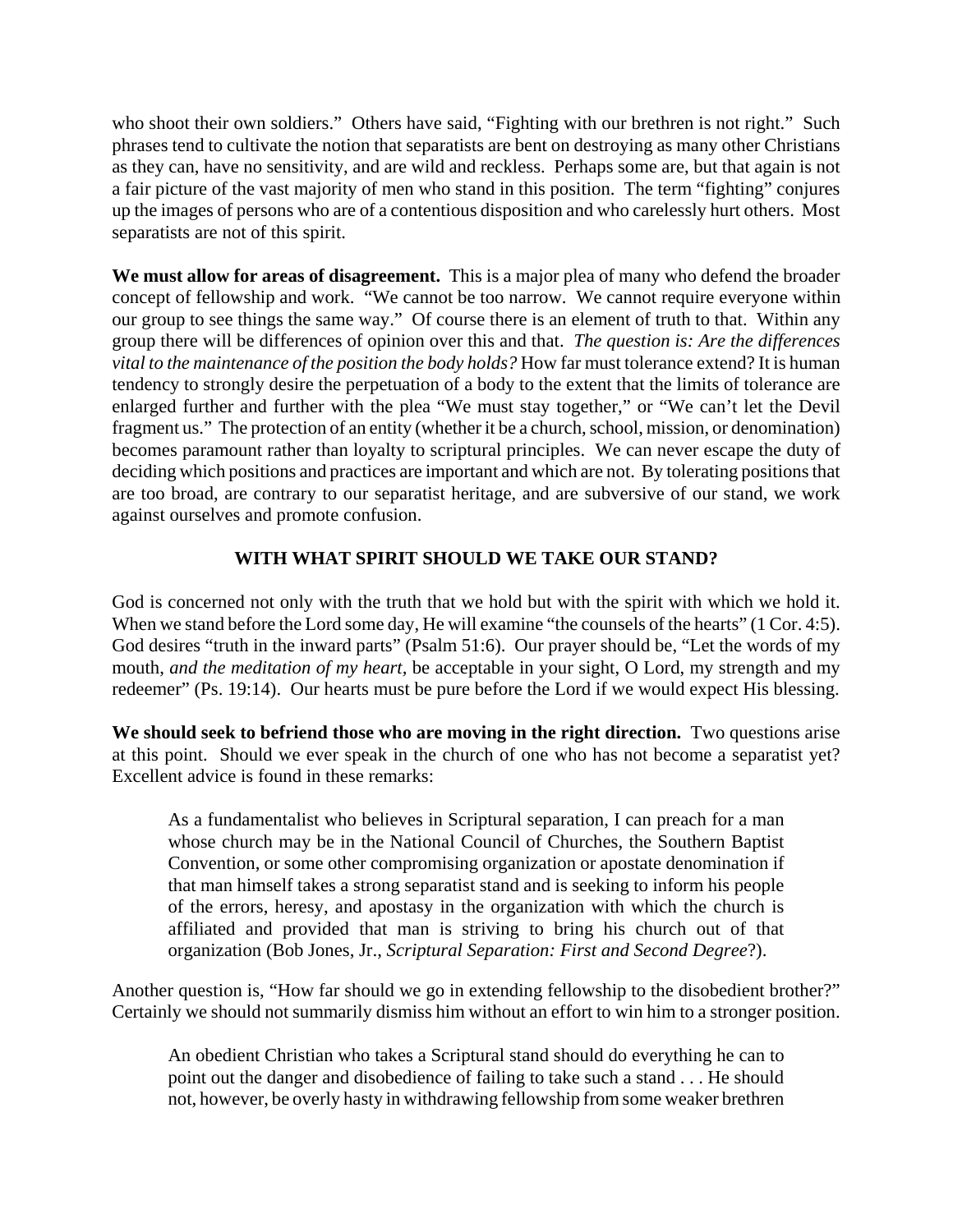who shoot their own soldiers." Others have said, "Fighting with our brethren is not right." Such phrases tend to cultivate the notion that separatists are bent on destroying as many other Christians as they can, have no sensitivity, and are wild and reckless. Perhaps some are, but that again is not a fair picture of the vast majority of men who stand in this position. The term "fighting" conjures up the images of persons who are of a contentious disposition and who carelessly hurt others. Most separatists are not of this spirit.

**We must allow for areas of disagreement.** This is a major plea of many who defend the broader concept of fellowship and work. "We cannot be too narrow. We cannot require everyone within our group to see things the same way." Of course there is an element of truth to that. Within any group there will be differences of opinion over this and that. *The question is: Are the differences vital to the maintenance of the position the body holds?* How far must tolerance extend? It is human tendency to strongly desire the perpetuation of a body to the extent that the limits of tolerance are enlarged further and further with the plea "We must stay together," or "We can't let the Devil fragment us." The protection of an entity (whether it be a church, school, mission, or denomination) becomes paramount rather than loyalty to scriptural principles. We can never escape the duty of deciding which positions and practices are important and which are not. By tolerating positions that are too broad, are contrary to our separatist heritage, and are subversive of our stand, we work against ourselves and promote confusion.

## WITH WHAT SPIRIT SHOULD WE TAKE OUR STAND?

God is concerned not only with the truth that we hold but with the spirit with which we hold it. When we stand before the Lord some day, He will examine "the counsels of the hearts" (1 Cor. 4:5). God desires "truth in the inward parts" (Psalm 51:6). Our prayer should be, "Let the words of my mouth, *and the meditation of my heart,* be acceptable in your sight, O Lord, my strength and my redeemer" (Ps. 19:14). Our hearts must be pure before the Lord if we would expect His blessing.

**We should seek to befriend those who are moving in the right direction.** Two questions arise at this point. Should we ever speak in the church of one who has not become a separatist yet? Excellent advice is found in these remarks:

> As a fundamentalist who believes in Scriptural separation, I can preach for a man whose church may be in the National Council of Churches, the Southern Baptist Convention, or some other compromising organization or apostate denomination if that man himself takes a strong separatist stand and is seeking to inform his people of the errors, heresy, and apostasy in the organization with which the church is affiliated and provided that man is striving to bring his church out of that organization (Bob Jones, Jr., *Scriptural Separation: First and Second Degree*?).

Another question is, "How far should we go in extending fellowship to the disobedient brother?" Certainly we should not summarily dismiss him without an effort to win him to a stronger position.

> An obedient Christian who takes a Scriptural stand should do everything he can to point out the danger and disobedience of failing to take such a stand . . . He should not, however, be overly hasty in withdrawing fellowship from some weaker brethren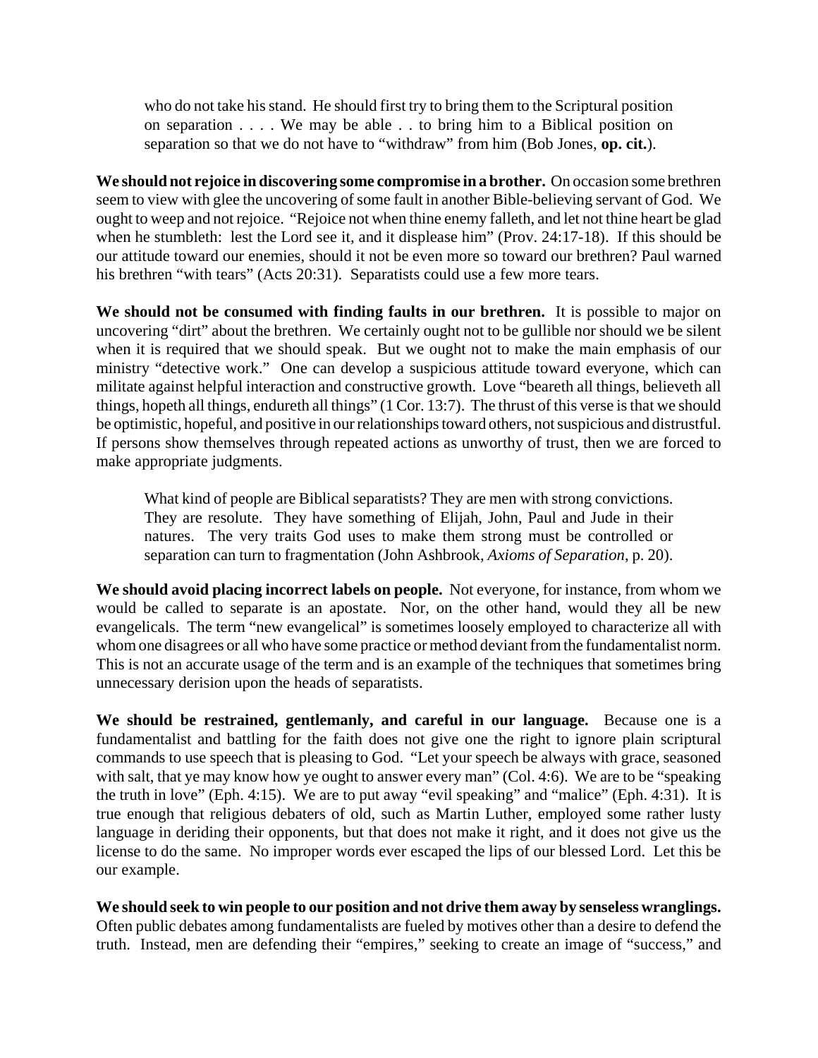> who do not take his stand. He should first try to bring them to the Scriptural position on separation . . . . We may be able . . to bring him to a Biblical position on separation so that we do not have to "withdraw" from him (Bob Jones, **op. cit.**).

**We should not rejoice in discovering some compromise in a brother.** On occasion some brethren seem to view with glee the uncovering of some fault in another Bible-believing servant of God. We ought to weep and not rejoice. "Rejoice not when thine enemy falleth, and let not thine heart be glad when he stumbleth: lest the Lord see it, and it displease him" (Prov. 24:17-18). If this should be our attitude toward our enemies, should it not be even more so toward our brethren? Paul warned his brethren "with tears" (Acts 20:31). Separatists could use a few more tears.

**We should not be consumed with finding faults in our brethren.** It is possible to major on uncovering "dirt" about the brethren. We certainly ought not to be gullible nor should we be silent when it is required that we should speak. But we ought not to make the main emphasis of our ministry "detective work." One can develop a suspicious attitude toward everyone, which can militate against helpful interaction and constructive growth. Love "beareth all things, believeth all things, hopeth all things, endureth all things" (1 Cor. 13:7). The thrust of this verse is that we should be optimistic, hopeful, and positive in our relationships toward others, not suspicious and distrustful. If persons show themselves through repeated actions as unworthy of trust, then we are forced to make appropriate judgments.

> What kind of people are Biblical separatists? They are men with strong convictions. They are resolute. They have something of Elijah, John, Paul and Jude in their natures. The very traits God uses to make them strong must be controlled or separation can turn to fragmentation (John Ashbrook, *Axioms of Separation*, p. 20).

**We should avoid placing incorrect labels on people.** Not everyone, for instance, from whom we would be called to separate is an apostate. Nor, on the other hand, would they all be new evangelicals. The term "new evangelical" is sometimes loosely employed to characterize all with whom one disagrees or all who have some practice or method deviant from the fundamentalist norm. This is not an accurate usage of the term and is an example of the techniques that sometimes bring unnecessary derision upon the heads of separatists.

**We should be restrained, gentlemanly, and careful in our language.** Because one is a fundamentalist and battling for the faith does not give one the right to ignore plain scriptural commands to use speech that is pleasing to God. "Let your speech be always with grace, seasoned with salt, that ye may know how ye ought to answer every man" (Col. 4:6). We are to be "speaking the truth in love" (Eph. 4:15). We are to put away "evil speaking" and "malice" (Eph. 4:31). It is true enough that religious debaters of old, such as Martin Luther, employed some rather lusty language in deriding their opponents, but that does not make it right, and it does not give us the license to do the same. No improper words ever escaped the lips of our blessed Lord. Let this be our example.

**We should seek to win people to our position and not drive them away by senseless wranglings.** Often public debates among fundamentalists are fueled by motives other than a desire to defend the truth. Instead, men are defending their "empires," seeking to create an image of "success," and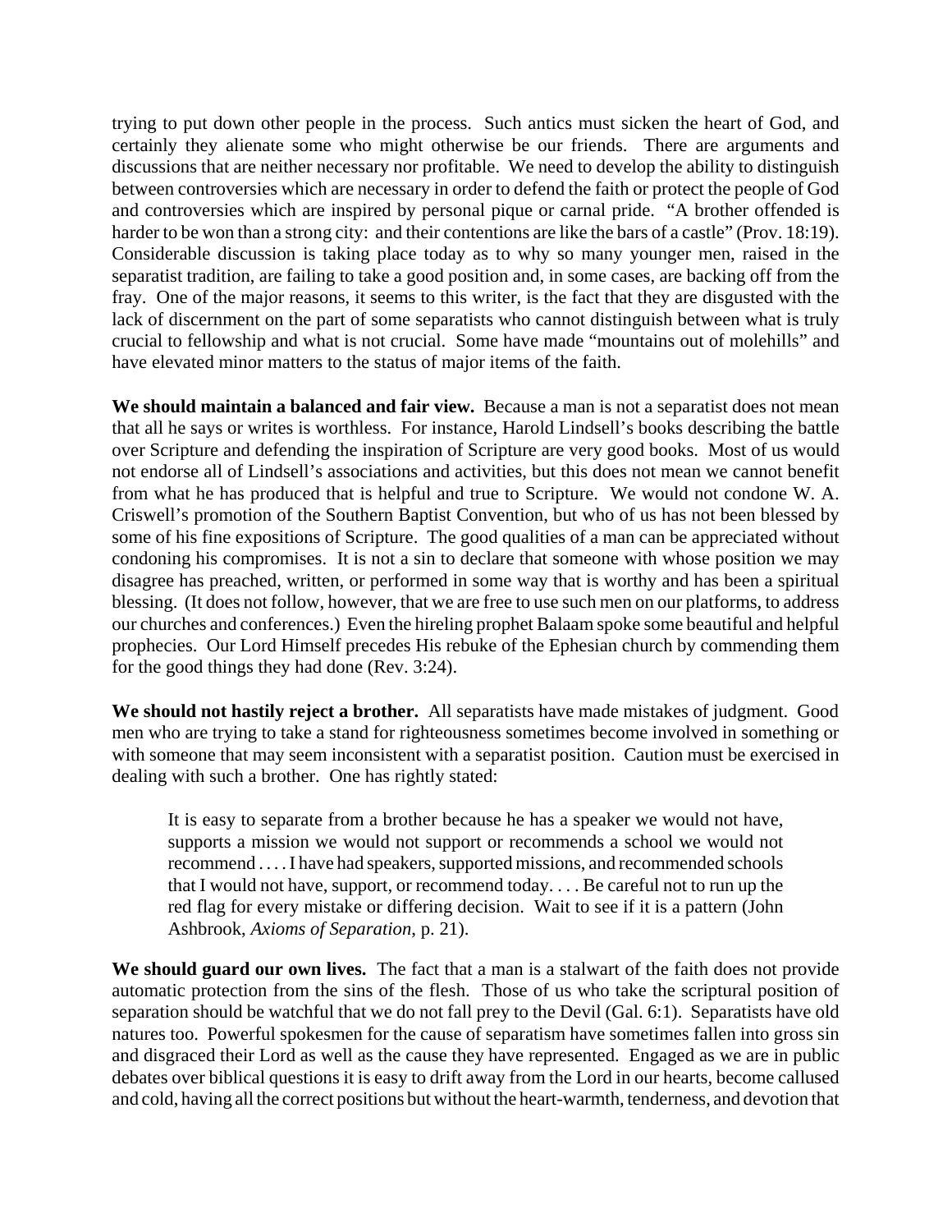trying to put down other people in the process. Such antics must sicken the heart of God, and certainly they alienate some who might otherwise be our friends. There are arguments and discussions that are neither necessary nor profitable. We need to develop the ability to distinguish between controversies which are necessary in order to defend the faith or protect the people of God and controversies which are inspired by personal pique or carnal pride. "A brother offended is harder to be won than a strong city: and their contentions are like the bars of a castle" (Prov. 18:19). Considerable discussion is taking place today as to why so many younger men, raised in the separatist tradition, are failing to take a good position and, in some cases, are backing off from the fray. One of the major reasons, it seems to this writer, is the fact that they are disgusted with the lack of discernment on the part of some separatists who cannot distinguish between what is truly crucial to fellowship and what is not crucial. Some have made "mountains out of molehills" and have elevated minor matters to the status of major items of the faith.

**We should maintain a balanced and fair view.** Because a man is not a separatist does not mean that all he says or writes is worthless. For instance, Harold Lindsell's books describing the battle over Scripture and defending the inspiration of Scripture are very good books. Most of us would not endorse all of Lindsell's associations and activities, but this does not mean we cannot benefit from what he has produced that is helpful and true to Scripture. We would not condone W. A. Criswell's promotion of the Southern Baptist Convention, but who of us has not been blessed by some of his fine expositions of Scripture. The good qualities of a man can be appreciated without condoning his compromises. It is not a sin to declare that someone with whose position we may disagree has preached, written, or performed in some way that is worthy and has been a spiritual blessing. (It does not follow, however, that we are free to use such men on our platforms, to address our churches and conferences.) Even the hireling prophet Balaam spoke some beautiful and helpful prophecies. Our Lord Himself precedes His rebuke of the Ephesian church by commending them for the good things they had done (Rev. 3:24).

**We should not hastily reject a brother.** All separatists have made mistakes of judgment. Good men who are trying to take a stand for righteousness sometimes become involved in something or with someone that may seem inconsistent with a separatist position. Caution must be exercised in dealing with such a brother. One has rightly stated:

> It is easy to separate from a brother because he has a speaker we would not have, supports a mission we would not support or recommends a school we would not recommend . . . . I have had speakers, supported missions, and recommended schools that I would not have, support, or recommend today. . . . Be careful not to run up the red flag for every mistake or differing decision. Wait to see if it is a pattern (John Ashbrook, *Axioms of Separation*, p. 21).

**We should guard our own lives.** The fact that a man is a stalwart of the faith does not provide automatic protection from the sins of the flesh. Those of us who take the scriptural position of separation should be watchful that we do not fall prey to the Devil (Gal. 6:1). Separatists have old natures too. Powerful spokesmen for the cause of separatism have sometimes fallen into gross sin and disgraced their Lord as well as the cause they have represented. Engaged as we are in public debates over biblical questions it is easy to drift away from the Lord in our hearts, become callused and cold, having all the correct positions but without the heart-warmth, tenderness, and devotion that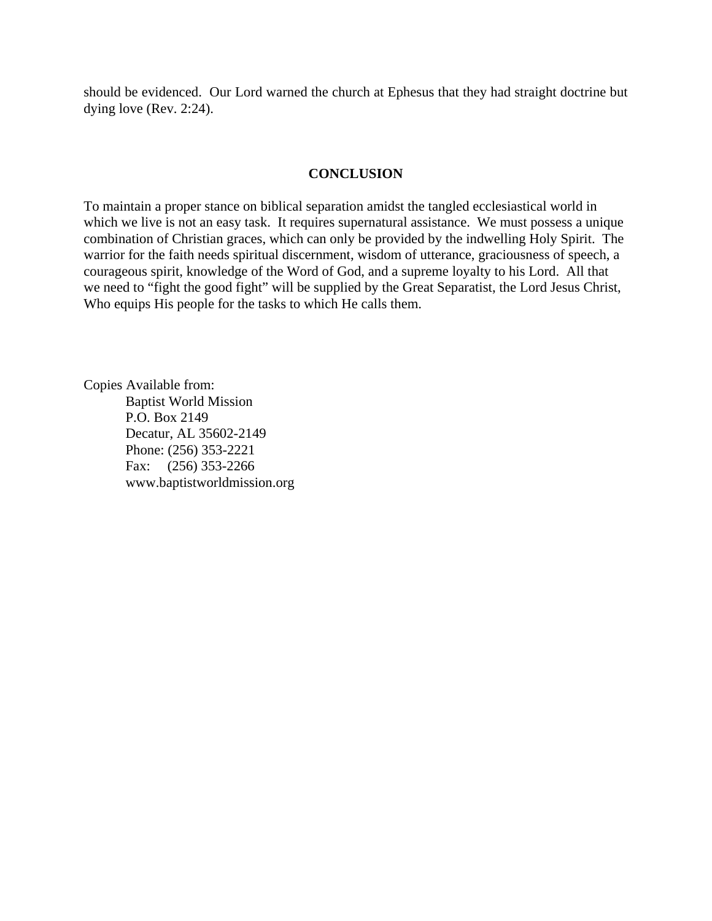should be evidenced. Our Lord warned the church at Ephesus that they had straight doctrine but dying love (Rev. 2:24).

## CONCLUSION

To maintain a proper stance on biblical separation amidst the tangled ecclesiastical world in which we live is not an easy task. It requires supernatural assistance. We must possess a unique combination of Christian graces, which can only be provided by the indwelling Holy Spirit. The warrior for the faith needs spiritual discernment, wisdom of utterance, graciousness of speech, a courageous spirit, knowledge of the Word of God, and a supreme loyalty to his Lord. All that we need to "fight the good fight" will be supplied by the Great Separatist, the Lord Jesus Christ, Who equips His people for the tasks to which He calls them.

Copies Available from:

Baptist World Mission
P.O. Box 2149
Decatur, AL 35602-2149
Phone: (256) 353-2221
Fax: (256) 353-2266
www.baptistworldmission.org